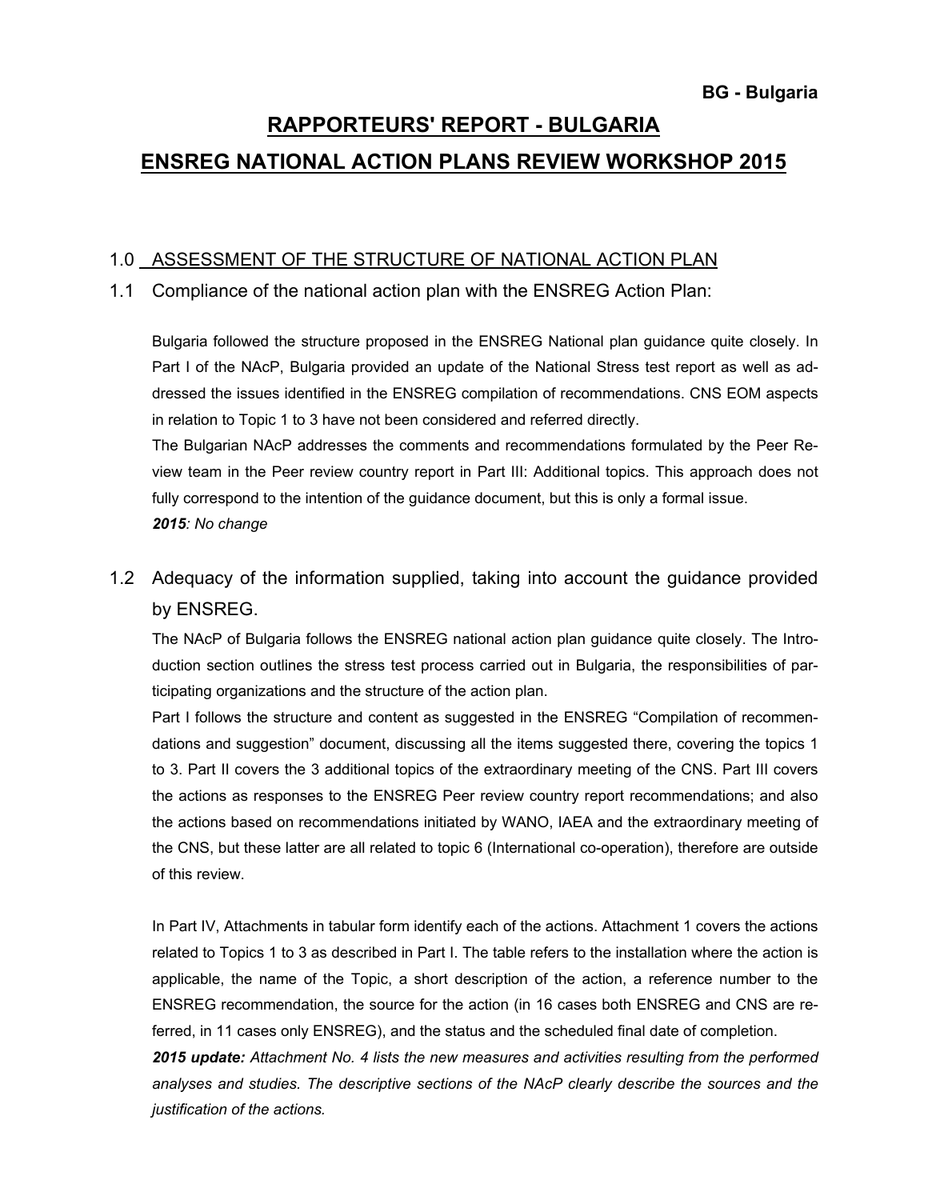**BG - Bulgaria**

# RAPPORTEURS' REPORT - BULGARIA

# ENSREG NATIONAL ACTION PLANS REVIEW WORKSHOP 2015

## 1.0 ASSESSMENT OF THE STRUCTURE OF NATIONAL ACTION PLAN

### 1.1 Compliance of the national action plan with the ENSREG Action Plan:

Bulgaria followed the structure proposed in the ENSREG National plan guidance quite closely. In Part I of the NAcP, Bulgaria provided an update of the National Stress test report as well as addressed the issues identified in the ENSREG compilation of recommendations. CNS EOM aspects in relation to Topic 1 to 3 have not been considered and referred directly.

The Bulgarian NAcP addresses the comments and recommendations formulated by the Peer Review team in the Peer review country report in Part III: Additional topics. This approach does not fully correspond to the intention of the guidance document, but this is only a formal issue.

***2015**: No change*

### 1.2 Adequacy of the information supplied, taking into account the guidance provided by ENSREG.

The NAcP of Bulgaria follows the ENSREG national action plan guidance quite closely. The Introduction section outlines the stress test process carried out in Bulgaria, the responsibilities of participating organizations and the structure of the action plan.

Part I follows the structure and content as suggested in the ENSREG "Compilation of recommendations and suggestion" document, discussing all the items suggested there, covering the topics 1 to 3. Part II covers the 3 additional topics of the extraordinary meeting of the CNS. Part III covers the actions as responses to the ENSREG Peer review country report recommendations; and also the actions based on recommendations initiated by WANO, IAEA and the extraordinary meeting of the CNS, but these latter are all related to topic 6 (International co-operation), therefore are outside of this review.

In Part IV, Attachments in tabular form identify each of the actions. Attachment 1 covers the actions related to Topics 1 to 3 as described in Part I. The table refers to the installation where the action is applicable, the name of the Topic, a short description of the action, a reference number to the ENSREG recommendation, the source for the action (in 16 cases both ENSREG and CNS are referred, in 11 cases only ENSREG), and the status and the scheduled final date of completion.

***2015 update:** Attachment No. 4 lists the new measures and activities resulting from the performed analyses and studies. The descriptive sections of the NAcP clearly describe the sources and the justification of the actions.*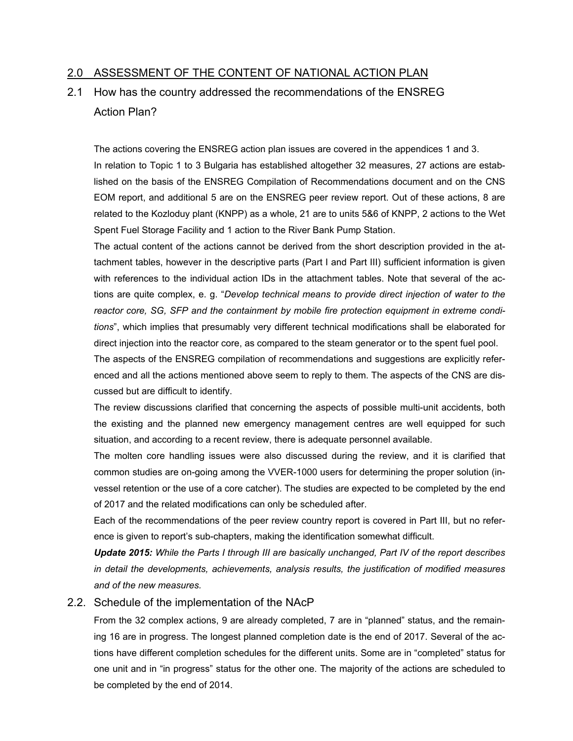## 2.0 ASSESSMENT OF THE CONTENT OF NATIONAL ACTION PLAN

### 2.1 How has the country addressed the recommendations of the ENSREG Action Plan?

The actions covering the ENSREG action plan issues are covered in the appendices 1 and 3.

In relation to Topic 1 to 3 Bulgaria has established altogether 32 measures, 27 actions are established on the basis of the ENSREG Compilation of Recommendations document and on the CNS EOM report, and additional 5 are on the ENSREG peer review report. Out of these actions, 8 are related to the Kozloduy plant (KNPP) as a whole, 21 are to units 5&6 of KNPP, 2 actions to the Wet Spent Fuel Storage Facility and 1 action to the River Bank Pump Station.

The actual content of the actions cannot be derived from the short description provided in the attachment tables, however in the descriptive parts (Part I and Part III) sufficient information is given with references to the individual action IDs in the attachment tables. Note that several of the actions are quite complex, e. g. "*Develop technical means to provide direct injection of water to the reactor core, SG, SFP and the containment by mobile fire protection equipment in extreme conditions*", which implies that presumably very different technical modifications shall be elaborated for direct injection into the reactor core, as compared to the steam generator or to the spent fuel pool.

The aspects of the ENSREG compilation of recommendations and suggestions are explicitly referenced and all the actions mentioned above seem to reply to them. The aspects of the CNS are discussed but are difficult to identify.

The review discussions clarified that concerning the aspects of possible multi-unit accidents, both the existing and the planned new emergency management centres are well equipped for such situation, and according to a recent review, there is adequate personnel available.

The molten core handling issues were also discussed during the review, and it is clarified that common studies are on-going among the VVER-1000 users for determining the proper solution (in-vessel retention or the use of a core catcher). The studies are expected to be completed by the end of 2017 and the related modifications can only be scheduled after.

Each of the recommendations of the peer review country report is covered in Part III, but no reference is given to report's sub-chapters, making the identification somewhat difficult.

***Update 2015:*** *While the Parts I through III are basically unchanged, Part IV of the report describes in detail the developments, achievements, analysis results, the justification of modified measures and of the new measures.*

### 2.2. Schedule of the implementation of the NAcP

From the 32 complex actions, 9 are already completed, 7 are in "planned" status, and the remaining 16 are in progress. The longest planned completion date is the end of 2017. Several of the actions have different completion schedules for the different units. Some are in "completed" status for one unit and in "in progress" status for the other one. The majority of the actions are scheduled to be completed by the end of 2014.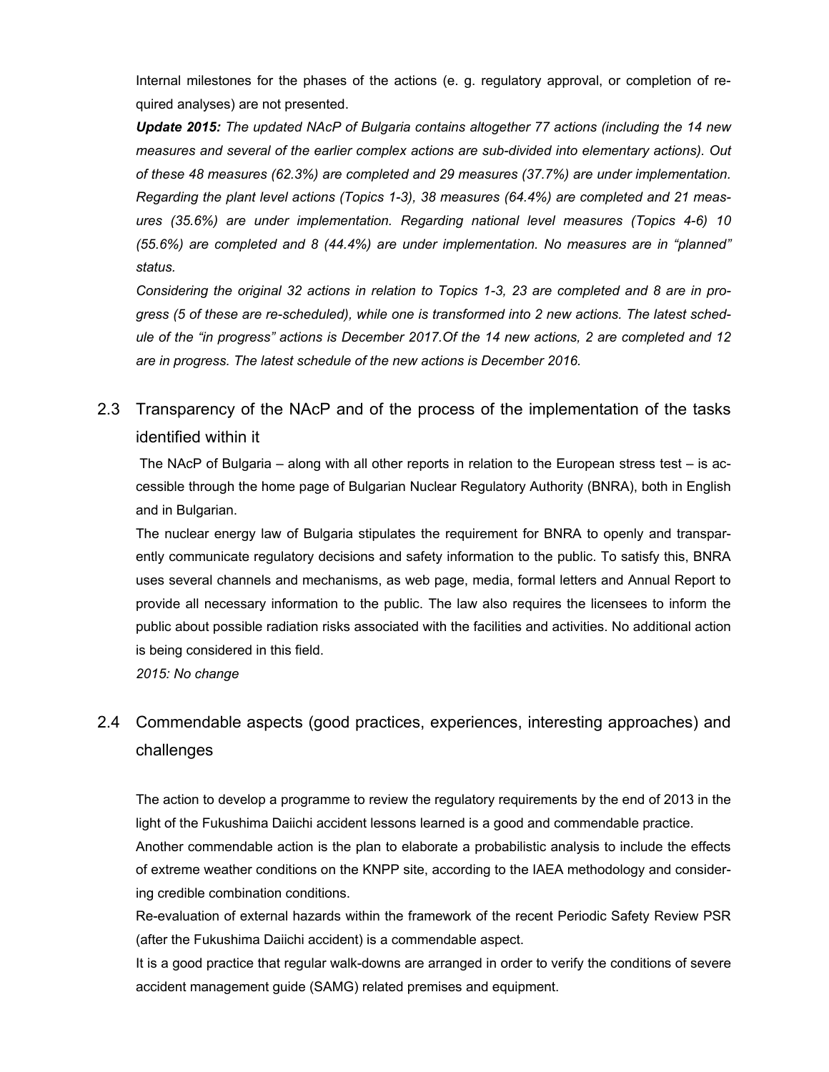Internal milestones for the phases of the actions (e. g. regulatory approval, or completion of required analyses) are not presented.

***Update 2015:*** *The updated NAcP of Bulgaria contains altogether 77 actions (including the 14 new measures and several of the earlier complex actions are sub-divided into elementary actions). Out of these 48 measures (62.3%) are completed and 29 measures (37.7%) are under implementation. Regarding the plant level actions (Topics 1-3), 38 measures (64.4%) are completed and 21 measures (35.6%) are under implementation. Regarding national level measures (Topics 4-6) 10 (55.6%) are completed and 8 (44.4%) are under implementation. No measures are in "planned" status.*

*Considering the original 32 actions in relation to Topics 1-3, 23 are completed and 8 are in progress (5 of these are re-scheduled), while one is transformed into 2 new actions. The latest schedule of the "in progress" actions is December 2017.Of the 14 new actions, 2 are completed and 12 are in progress. The latest schedule of the new actions is December 2016.*

## 2.3 Transparency of the NAcP and of the process of the implementation of the tasks identified within it

The NAcP of Bulgaria – along with all other reports in relation to the European stress test – is accessible through the home page of Bulgarian Nuclear Regulatory Authority (BNRA), both in English and in Bulgarian.

The nuclear energy law of Bulgaria stipulates the requirement for BNRA to openly and transparently communicate regulatory decisions and safety information to the public. To satisfy this, BNRA uses several channels and mechanisms, as web page, media, formal letters and Annual Report to provide all necessary information to the public. The law also requires the licensees to inform the public about possible radiation risks associated with the facilities and activities. No additional action is being considered in this field.

*2015: No change*

## 2.4 Commendable aspects (good practices, experiences, interesting approaches) and challenges

The action to develop a programme to review the regulatory requirements by the end of 2013 in the light of the Fukushima Daiichi accident lessons learned is a good and commendable practice.

Another commendable action is the plan to elaborate a probabilistic analysis to include the effects of extreme weather conditions on the KNPP site, according to the IAEA methodology and considering credible combination conditions.

Re-evaluation of external hazards within the framework of the recent Periodic Safety Review PSR (after the Fukushima Daiichi accident) is a commendable aspect.

It is a good practice that regular walk-downs are arranged in order to verify the conditions of severe accident management guide (SAMG) related premises and equipment.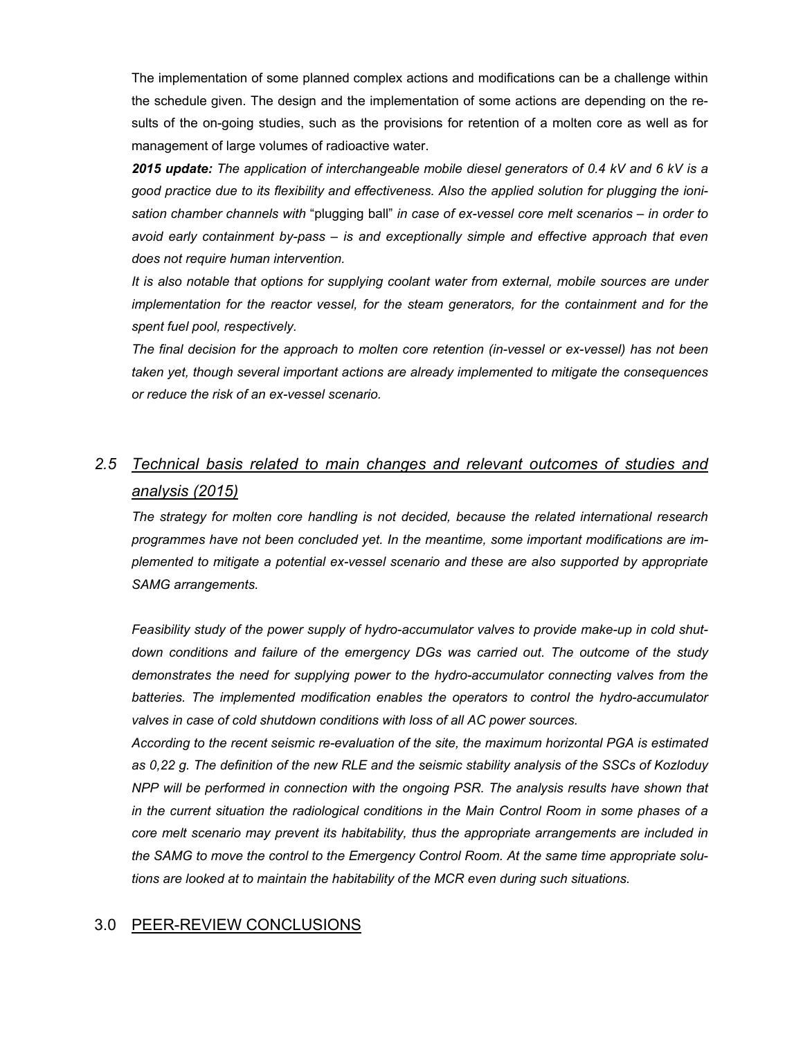The implementation of some planned complex actions and modifications can be a challenge within the schedule given. The design and the implementation of some actions are depending on the results of the on-going studies, such as the provisions for retention of a molten core as well as for management of large volumes of radioactive water.

***2015 update:*** *The application of interchangeable mobile diesel generators of 0.4 kV and 6 kV is a good practice due to its flexibility and effectiveness. Also the applied solution for plugging the ionisation chamber channels with* "plugging ball" *in case of ex-vessel core melt scenarios – in order to avoid early containment by-pass – is and exceptionally simple and effective approach that even does not require human intervention.*

*It is also notable that options for supplying coolant water from external, mobile sources are under implementation for the reactor vessel, for the steam generators, for the containment and for the spent fuel pool, respectively.*

*The final decision for the approach to molten core retention (in-vessel or ex-vessel) has not been taken yet, though several important actions are already implemented to mitigate the consequences or reduce the risk of an ex-vessel scenario.*

## *2.5 Technical basis related to main changes and relevant outcomes of studies and analysis (2015)*

*The strategy for molten core handling is not decided, because the related international research programmes have not been concluded yet. In the meantime, some important modifications are implemented to mitigate a potential ex-vessel scenario and these are also supported by appropriate SAMG arrangements.*

*Feasibility study of the power supply of hydro-accumulator valves to provide make-up in cold shutdown conditions and failure of the emergency DGs was carried out. The outcome of the study demonstrates the need for supplying power to the hydro-accumulator connecting valves from the batteries. The implemented modification enables the operators to control the hydro-accumulator valves in case of cold shutdown conditions with loss of all AC power sources.*

*According to the recent seismic re-evaluation of the site, the maximum horizontal PGA is estimated as 0,22 g. The definition of the new RLE and the seismic stability analysis of the SSCs of Kozloduy NPP will be performed in connection with the ongoing PSR. The analysis results have shown that in the current situation the radiological conditions in the Main Control Room in some phases of a core melt scenario may prevent its habitability, thus the appropriate arrangements are included in the SAMG to move the control to the Emergency Control Room. At the same time appropriate solutions are looked at to maintain the habitability of the MCR even during such situations.*

# 3.0 PEER-REVIEW CONCLUSIONS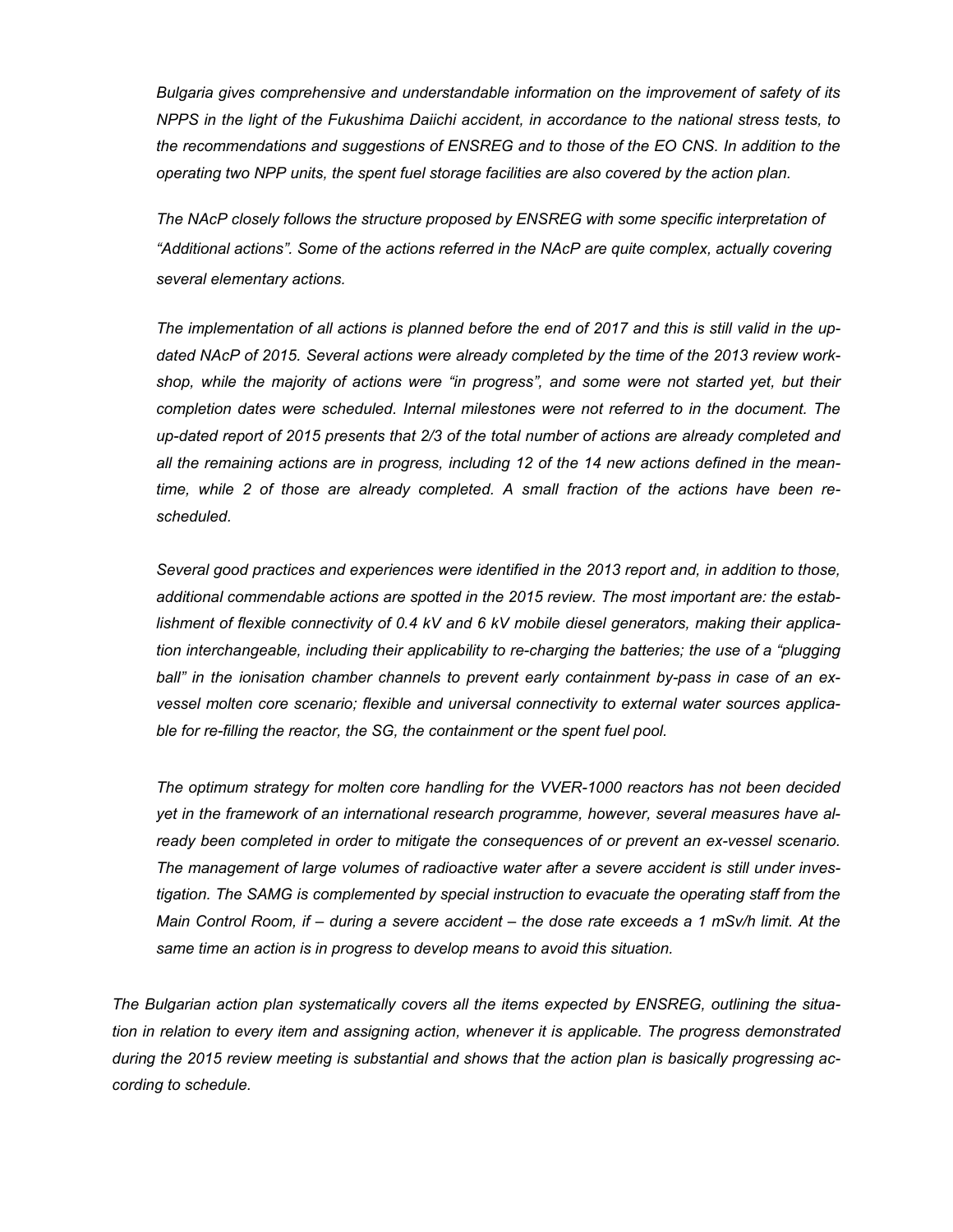*Bulgaria gives comprehensive and understandable information on the improvement of safety of its NPPS in the light of the Fukushima Daiichi accident, in accordance to the national stress tests, to the recommendations and suggestions of ENSREG and to those of the EO CNS. In addition to the operating two NPP units, the spent fuel storage facilities are also covered by the action plan.*

*The NAcP closely follows the structure proposed by ENSREG with some specific interpretation of "Additional actions". Some of the actions referred in the NAcP are quite complex, actually covering several elementary actions.*

*The implementation of all actions is planned before the end of 2017 and this is still valid in the up-dated NAcP of 2015. Several actions were already completed by the time of the 2013 review workshop, while the majority of actions were "in progress", and some were not started yet, but their completion dates were scheduled. Internal milestones were not referred to in the document. The up-dated report of 2015 presents that 2/3 of the total number of actions are already completed and all the remaining actions are in progress, including 12 of the 14 new actions defined in the meantime, while 2 of those are already completed. A small fraction of the actions have been re-scheduled.*

*Several good practices and experiences were identified in the 2013 report and, in addition to those, additional commendable actions are spotted in the 2015 review. The most important are: the establishment of flexible connectivity of 0.4 kV and 6 kV mobile diesel generators, making their application interchangeable, including their applicability to re-charging the batteries; the use of a "plugging ball" in the ionisation chamber channels to prevent early containment by-pass in case of an ex-vessel molten core scenario; flexible and universal connectivity to external water sources applicable for re-filling the reactor, the SG, the containment or the spent fuel pool.*

*The optimum strategy for molten core handling for the VVER-1000 reactors has not been decided yet in the framework of an international research programme, however, several measures have already been completed in order to mitigate the consequences of or prevent an ex-vessel scenario. The management of large volumes of radioactive water after a severe accident is still under investigation. The SAMG is complemented by special instruction to evacuate the operating staff from the Main Control Room, if – during a severe accident – the dose rate exceeds a 1 mSv/h limit. At the same time an action is in progress to develop means to avoid this situation.*

*The Bulgarian action plan systematically covers all the items expected by ENSREG, outlining the situation in relation to every item and assigning action, whenever it is applicable. The progress demonstrated during the 2015 review meeting is substantial and shows that the action plan is basically progressing according to schedule.*